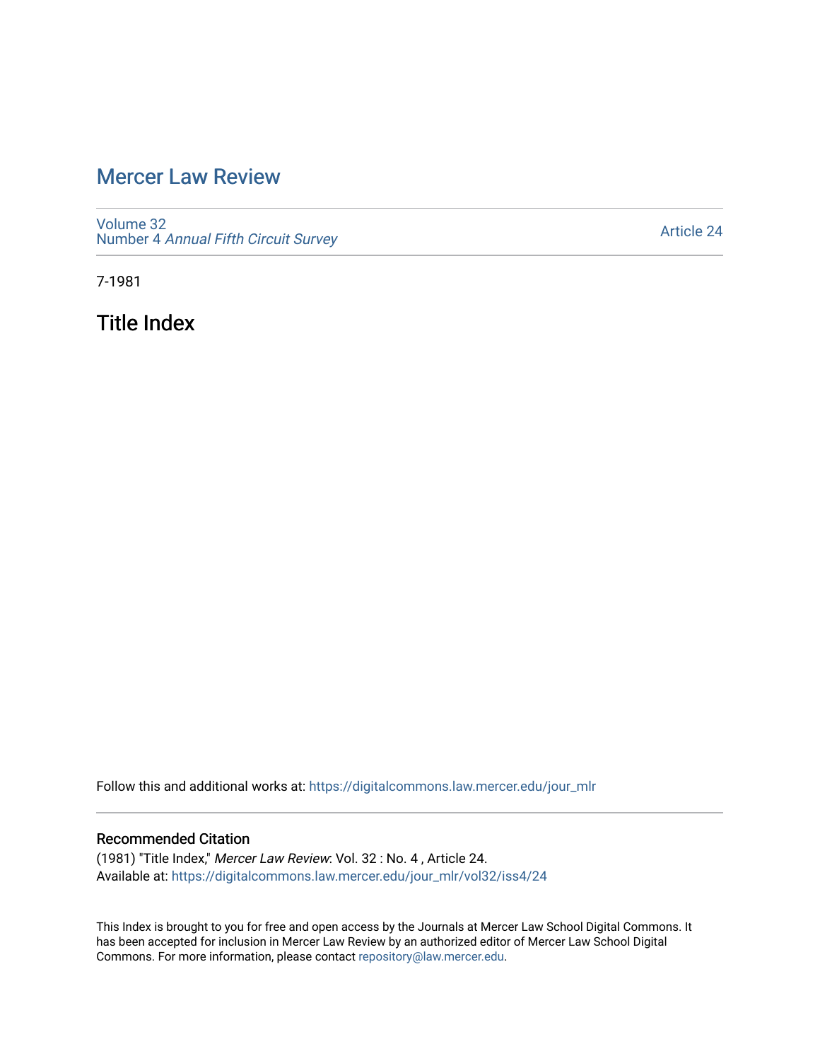# Mercer Law Review

Volume 32
Number 4 *Annual Fifth Circuit Survey*

Article 24

7-1981

## Title Index

Follow this and additional works at: https://digitalcommons.law.mercer.edu/jour_mlr

### Recommended Citation

(1981) "Title Index," *Mercer Law Review*: Vol. 32 : No. 4 , Article 24.
Available at: https://digitalcommons.law.mercer.edu/jour_mlr/vol32/iss4/24

This Index is brought to you for free and open access by the Journals at Mercer Law School Digital Commons. It has been accepted for inclusion in Mercer Law Review by an authorized editor of Mercer Law School Digital Commons. For more information, please contact repository@law.mercer.edu.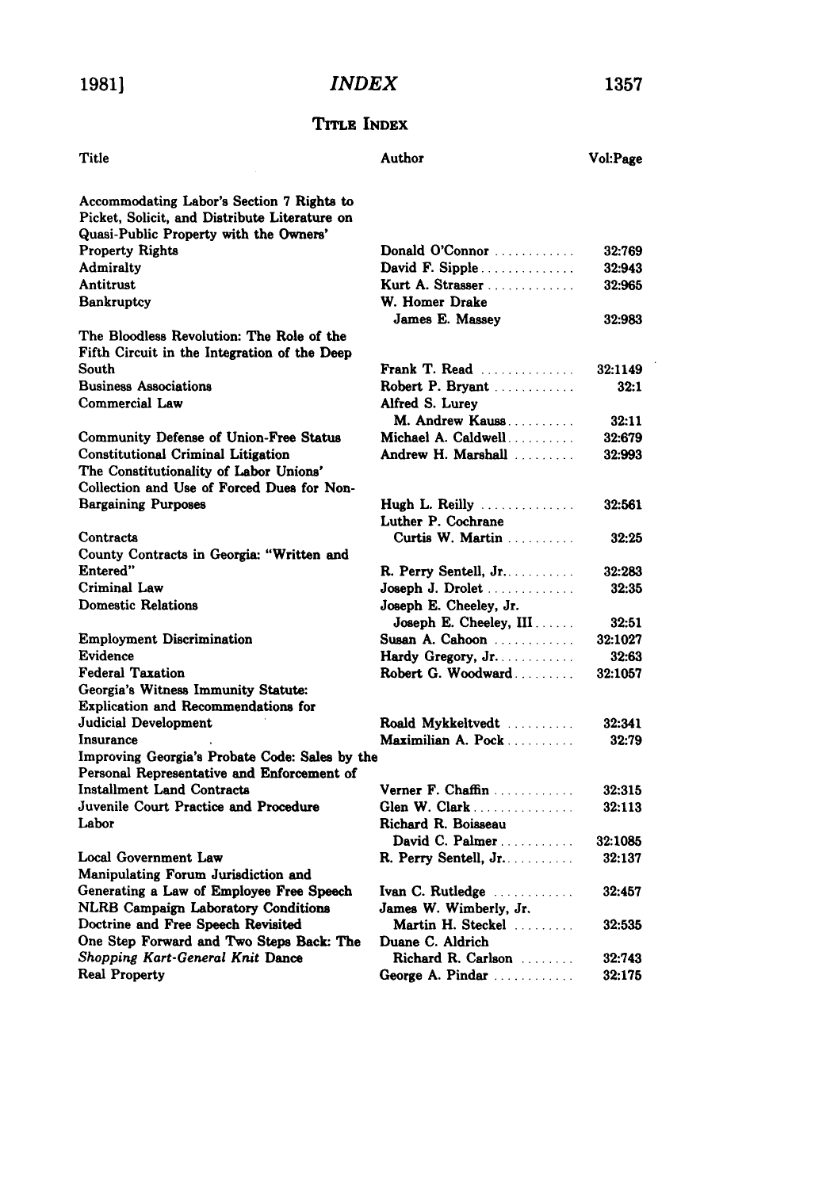## TITLE INDEX

| Title | Author | Vol:Page |
|---|---|---|
| Accommodating Labor's Section 7 Rights to Picket, Solicit, and Distribute Literature on Quasi-Public Property with the Owners' Property Rights | Donald O'Connor | 32:769 |
| Admiralty | David F. Sipple | 32:943 |
| Antitrust | Kurt A. Strasser | 32:965 |
| Bankruptcy | W. Homer Drake<br>James E. Massey | 32:983 |
| The Bloodless Revolution: The Role of the Fifth Circuit in the Integration of the Deep South | Frank T. Read | 32:1149 |
| Business Associations | Robert P. Bryant | 32:1 |
| Commercial Law | Alfred S. Lurey<br>M. Andrew Kauss | 32:11 |
| Community Defense of Union-Free Status | Michael A. Caldwell | 32:679 |
| Constitutional Criminal Litigation | Andrew H. Marshall | 32:993 |
| The Constitutionality of Labor Unions' Collection and Use of Forced Dues for Non-Bargaining Purposes | Hugh L. Reilly | 32:561 |
| Contracts | Luther P. Cochrane<br>Curtis W. Martin | 32:25 |
| County Contracts in Georgia: "Written and Entered" | R. Perry Sentell, Jr. | 32:283 |
| Criminal Law | Joseph J. Drolet | 32:35 |
| Domestic Relations | Joseph E. Cheeley, Jr.<br>Joseph E. Cheeley, III | 32:51 |
| Employment Discrimination | Susan A. Cahoon | 32:1027 |
| Evidence | Hardy Gregory, Jr. | 32:63 |
| Federal Taxation | Robert G. Woodward | 32:1057 |
| Georgia's Witness Immunity Statute: Explication and Recommendations for Judicial Development | Roald Mykkeltvedt | 32:341 |
| Insurance | Maximilian A. Pock | 32:79 |
| Improving Georgia's Probate Code: Sales by the Personal Representative and Enforcement of Installment Land Contracts | Verner F. Chaffin | 32:315 |
| Juvenile Court Practice and Procedure | Glen W. Clark | 32:113 |
| Labor | Richard R. Boisseau<br>David C. Palmer | 32:1085 |
| Local Government Law | R. Perry Sentell, Jr. | 32:137 |
| Manipulating Forum Jurisdiction and Generating a Law of Employee Free Speech | Ivan C. Rutledge | 32:457 |
| NLRB Campaign Laboratory Conditions Doctrine and Free Speech Revisited | James W. Wimberly, Jr.<br>Martin H. Steckel | 32:535 |
| One Step Forward and Two Steps Back: The *Shopping Kart-General Knit* Dance | Duane C. Aldrich<br>Richard R. Carlson | 32:743 |
| Real Property | George A. Pindar | 32:175 |